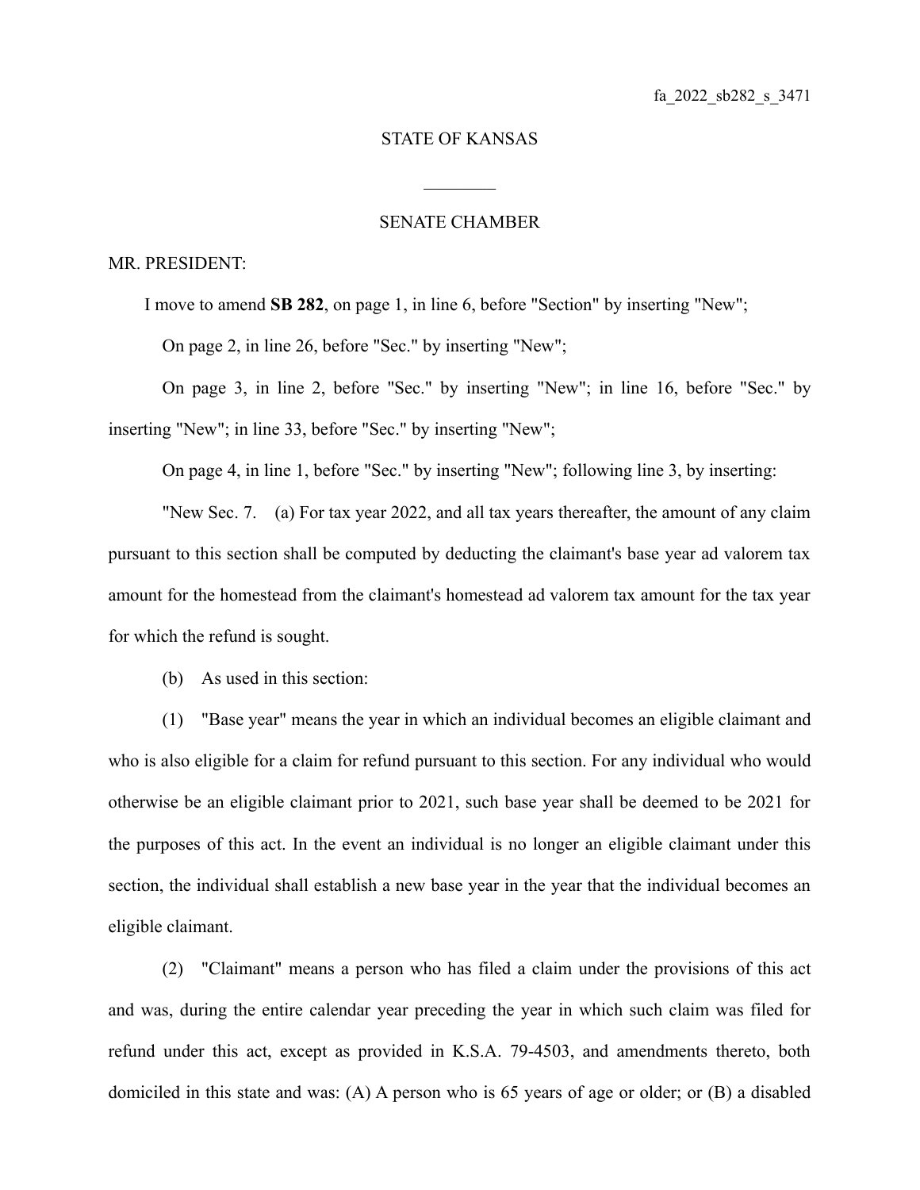fa_2022_sb282_s_3471

STATE OF KANSAS

________

SENATE CHAMBER

MR. PRESIDENT:

I move to amend **SB 282**, on page 1, in line 6, before "Section" by inserting "New";

On page 2, in line 26, before "Sec." by inserting "New";

On page 3, in line 2, before "Sec." by inserting "New"; in line 16, before "Sec." by inserting "New"; in line 33, before "Sec." by inserting "New";

On page 4, in line 1, before "Sec." by inserting "New"; following line 3, by inserting:

"New Sec. 7. (a) For tax year 2022, and all tax years thereafter, the amount of any claim pursuant to this section shall be computed by deducting the claimant's base year ad valorem tax amount for the homestead from the claimant's homestead ad valorem tax amount for the tax year for which the refund is sought.

(b) As used in this section:

(1) "Base year" means the year in which an individual becomes an eligible claimant and who is also eligible for a claim for refund pursuant to this section. For any individual who would otherwise be an eligible claimant prior to 2021, such base year shall be deemed to be 2021 for the purposes of this act. In the event an individual is no longer an eligible claimant under this section, the individual shall establish a new base year in the year that the individual becomes an eligible claimant.

(2) "Claimant" means a person who has filed a claim under the provisions of this act and was, during the entire calendar year preceding the year in which such claim was filed for refund under this act, except as provided in K.S.A. 79-4503, and amendments thereto, both domiciled in this state and was: (A) A person who is 65 years of age or older; or (B) a disabled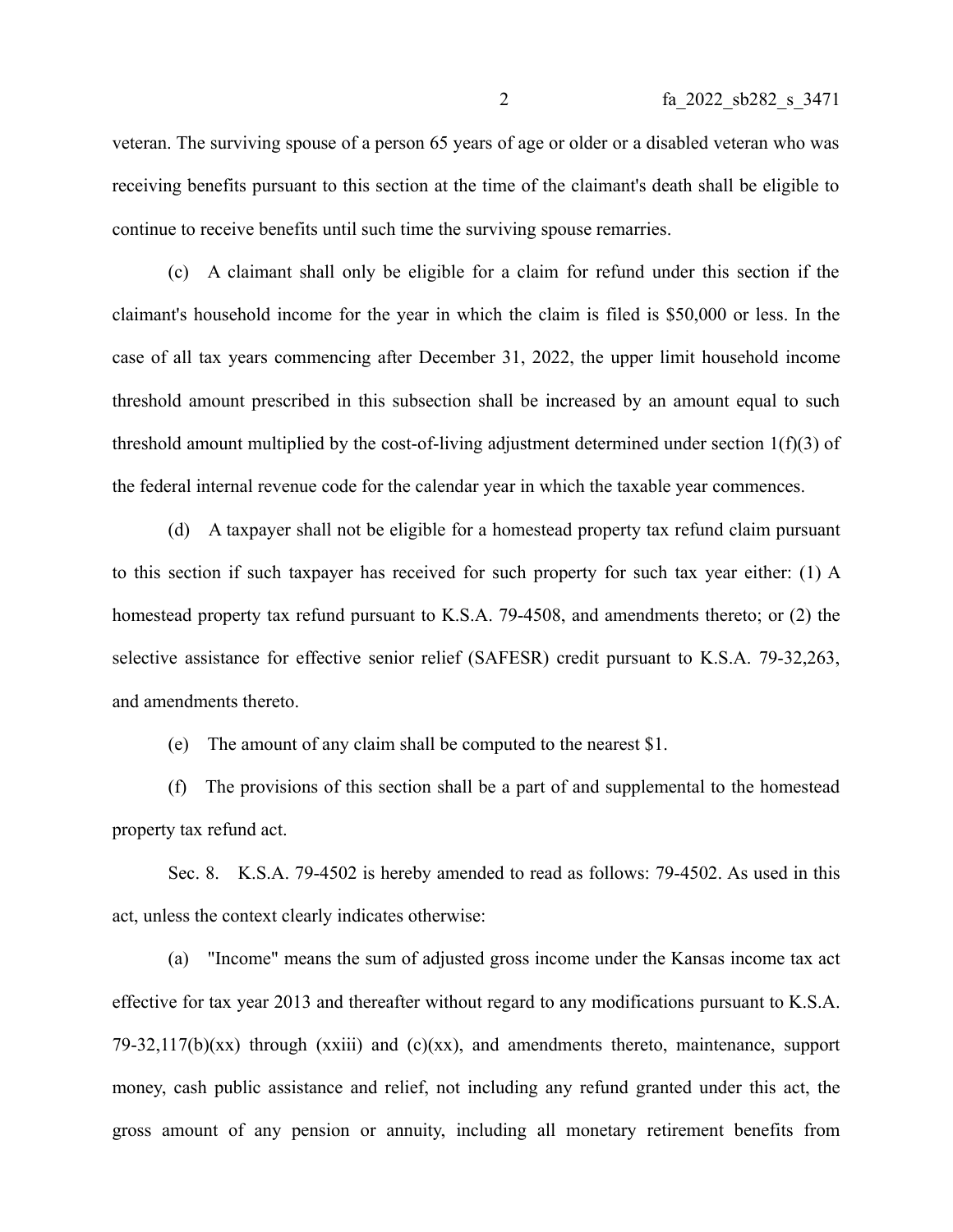veteran. The surviving spouse of a person 65 years of age or older or a disabled veteran who was receiving benefits pursuant to this section at the time of the claimant's death shall be eligible to continue to receive benefits until such time the surviving spouse remarries.

(c) A claimant shall only be eligible for a claim for refund under this section if the claimant's household income for the year in which the claim is filed is $50,000 or less. In the case of all tax years commencing after December 31, 2022, the upper limit household income threshold amount prescribed in this subsection shall be increased by an amount equal to such threshold amount multiplied by the cost-of-living adjustment determined under section 1(f)(3) of the federal internal revenue code for the calendar year in which the taxable year commences.

(d) A taxpayer shall not be eligible for a homestead property tax refund claim pursuant to this section if such taxpayer has received for such property for such tax year either: (1) A homestead property tax refund pursuant to K.S.A. 79-4508, and amendments thereto; or (2) the selective assistance for effective senior relief (SAFESR) credit pursuant to K.S.A. 79-32,263, and amendments thereto.

(e) The amount of any claim shall be computed to the nearest $1.

(f) The provisions of this section shall be a part of and supplemental to the homestead property tax refund act.

Sec. 8. K.S.A. 79-4502 is hereby amended to read as follows: 79-4502. As used in this act, unless the context clearly indicates otherwise:

(a) "Income" means the sum of adjusted gross income under the Kansas income tax act effective for tax year 2013 and thereafter without regard to any modifications pursuant to K.S.A. 79-32,117(b)(xx) through (xxiii) and (c)(xx), and amendments thereto, maintenance, support money, cash public assistance and relief, not including any refund granted under this act, the gross amount of any pension or annuity, including all monetary retirement benefits from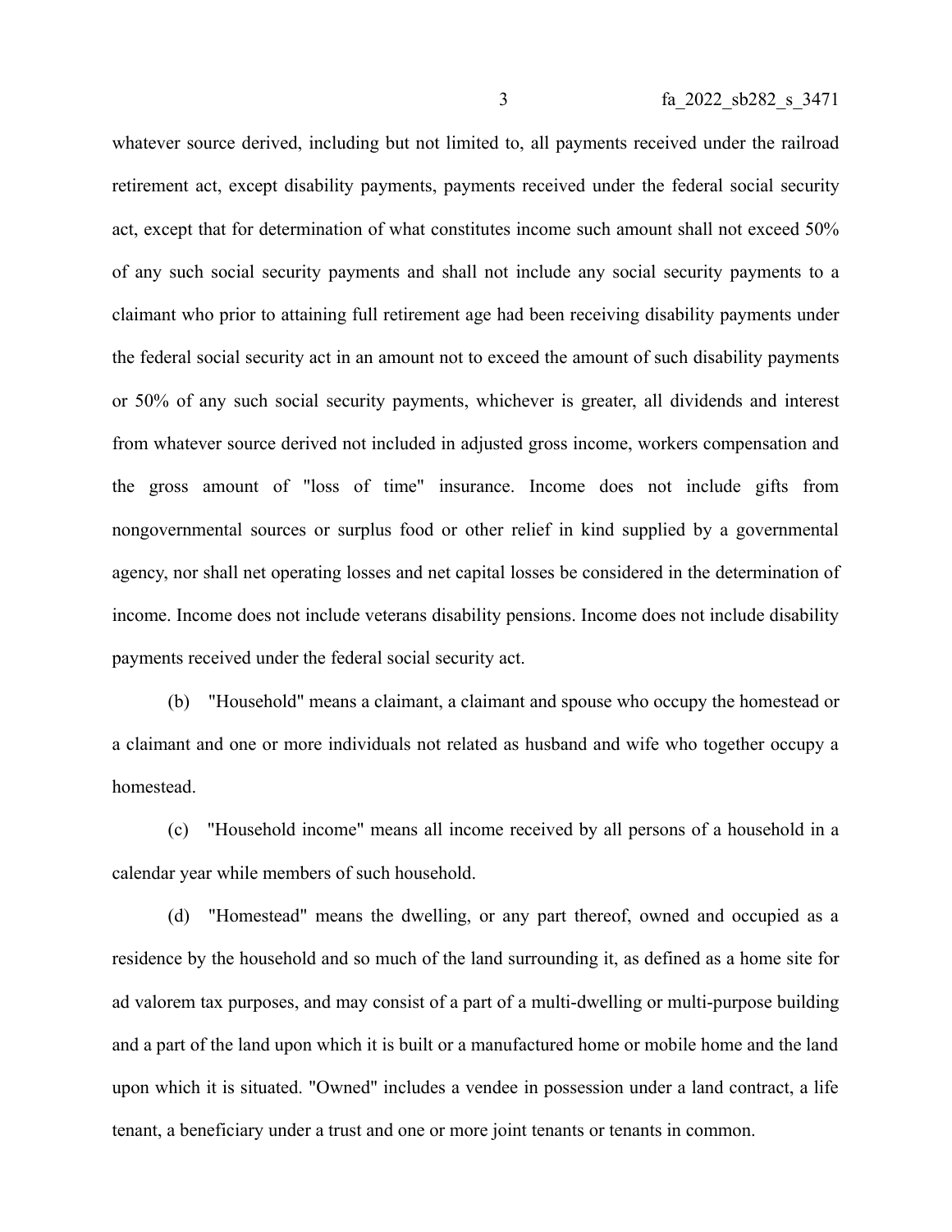whatever source derived, including but not limited to, all payments received under the railroad retirement act, except disability payments, payments received under the federal social security act, except that for determination of what constitutes income such amount shall not exceed 50% of any such social security payments and shall not include any social security payments to a claimant who prior to attaining full retirement age had been receiving disability payments under the federal social security act in an amount not to exceed the amount of such disability payments or 50% of any such social security payments, whichever is greater, all dividends and interest from whatever source derived not included in adjusted gross income, workers compensation and the gross amount of "loss of time" insurance. Income does not include gifts from nongovernmental sources or surplus food or other relief in kind supplied by a governmental agency, nor shall net operating losses and net capital losses be considered in the determination of income. Income does not include veterans disability pensions. Income does not include disability payments received under the federal social security act.

(b) "Household" means a claimant, a claimant and spouse who occupy the homestead or a claimant and one or more individuals not related as husband and wife who together occupy a homestead.

(c) "Household income" means all income received by all persons of a household in a calendar year while members of such household.

(d) "Homestead" means the dwelling, or any part thereof, owned and occupied as a residence by the household and so much of the land surrounding it, as defined as a home site for ad valorem tax purposes, and may consist of a part of a multi-dwelling or multi-purpose building and a part of the land upon which it is built or a manufactured home or mobile home and the land upon which it is situated. "Owned" includes a vendee in possession under a land contract, a life tenant, a beneficiary under a trust and one or more joint tenants or tenants in common.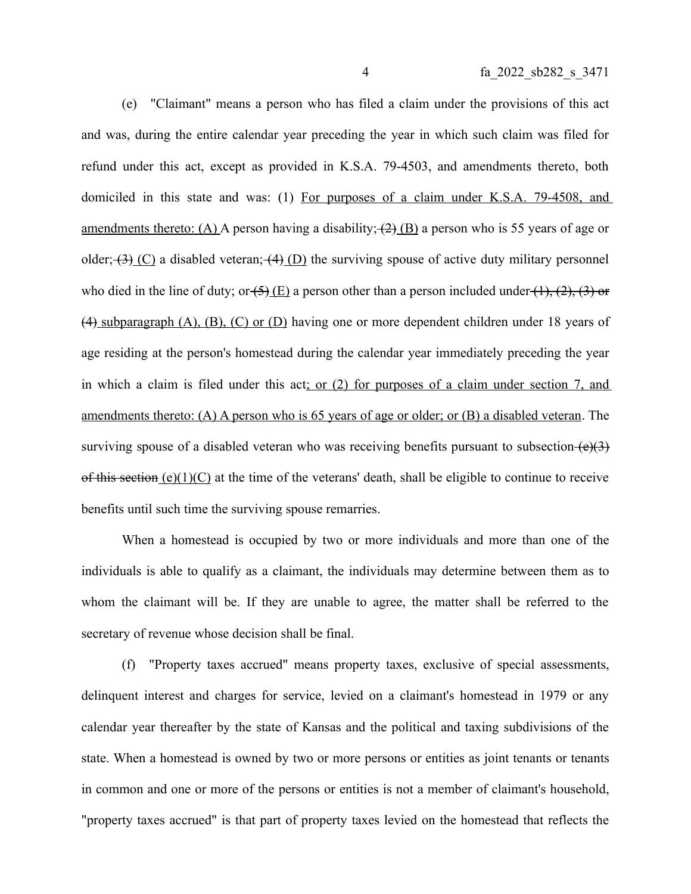(e) "Claimant" means a person who has filed a claim under the provisions of this act and was, during the entire calendar year preceding the year in which such claim was filed for refund under this act, except as provided in K.S.A. 79-4503, and amendments thereto, both domiciled in this state and was: (1) For purposes of a claim under K.S.A. 79-4508, and amendments thereto: (A) A person having a disability; ~~(2)~~ (B) a person who is 55 years of age or older; ~~(3)~~ (C) a disabled veteran; ~~(4)~~ (D) the surviving spouse of active duty military personnel who died in the line of duty; or ~~(5)~~ (E) a person other than a person included under ~~(1), (2), (3) or (4)~~ subparagraph (A), (B), (C) or (D) having one or more dependent children under 18 years of age residing at the person's homestead during the calendar year immediately preceding the year in which a claim is filed under this act; or (2) for purposes of a claim under section 7, and amendments thereto: (A) A person who is 65 years of age or older; or (B) a disabled veteran. The surviving spouse of a disabled veteran who was receiving benefits pursuant to subsection ~~(e)(3) of this section~~ (e)(1)(C) at the time of the veterans' death, shall be eligible to continue to receive benefits until such time the surviving spouse remarries.

When a homestead is occupied by two or more individuals and more than one of the individuals is able to qualify as a claimant, the individuals may determine between them as to whom the claimant will be. If they are unable to agree, the matter shall be referred to the secretary of revenue whose decision shall be final.

(f) "Property taxes accrued" means property taxes, exclusive of special assessments, delinquent interest and charges for service, levied on a claimant's homestead in 1979 or any calendar year thereafter by the state of Kansas and the political and taxing subdivisions of the state. When a homestead is owned by two or more persons or entities as joint tenants or tenants in common and one or more of the persons or entities is not a member of claimant's household, "property taxes accrued" is that part of property taxes levied on the homestead that reflects the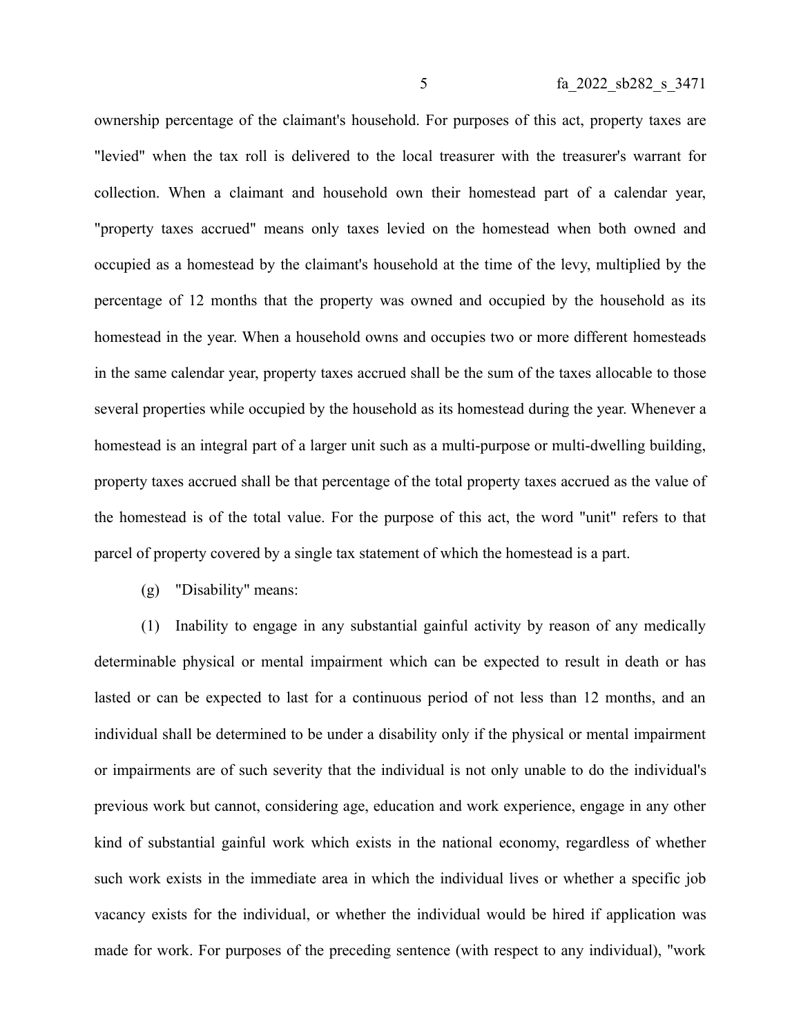ownership percentage of the claimant's household. For purposes of this act, property taxes are "levied" when the tax roll is delivered to the local treasurer with the treasurer's warrant for collection. When a claimant and household own their homestead part of a calendar year, "property taxes accrued" means only taxes levied on the homestead when both owned and occupied as a homestead by the claimant's household at the time of the levy, multiplied by the percentage of 12 months that the property was owned and occupied by the household as its homestead in the year. When a household owns and occupies two or more different homesteads in the same calendar year, property taxes accrued shall be the sum of the taxes allocable to those several properties while occupied by the household as its homestead during the year. Whenever a homestead is an integral part of a larger unit such as a multi-purpose or multi-dwelling building, property taxes accrued shall be that percentage of the total property taxes accrued as the value of the homestead is of the total value. For the purpose of this act, the word "unit" refers to that parcel of property covered by a single tax statement of which the homestead is a part.

(g) "Disability" means:

(1) Inability to engage in any substantial gainful activity by reason of any medically determinable physical or mental impairment which can be expected to result in death or has lasted or can be expected to last for a continuous period of not less than 12 months, and an individual shall be determined to be under a disability only if the physical or mental impairment or impairments are of such severity that the individual is not only unable to do the individual's previous work but cannot, considering age, education and work experience, engage in any other kind of substantial gainful work which exists in the national economy, regardless of whether such work exists in the immediate area in which the individual lives or whether a specific job vacancy exists for the individual, or whether the individual would be hired if application was made for work. For purposes of the preceding sentence (with respect to any individual), "work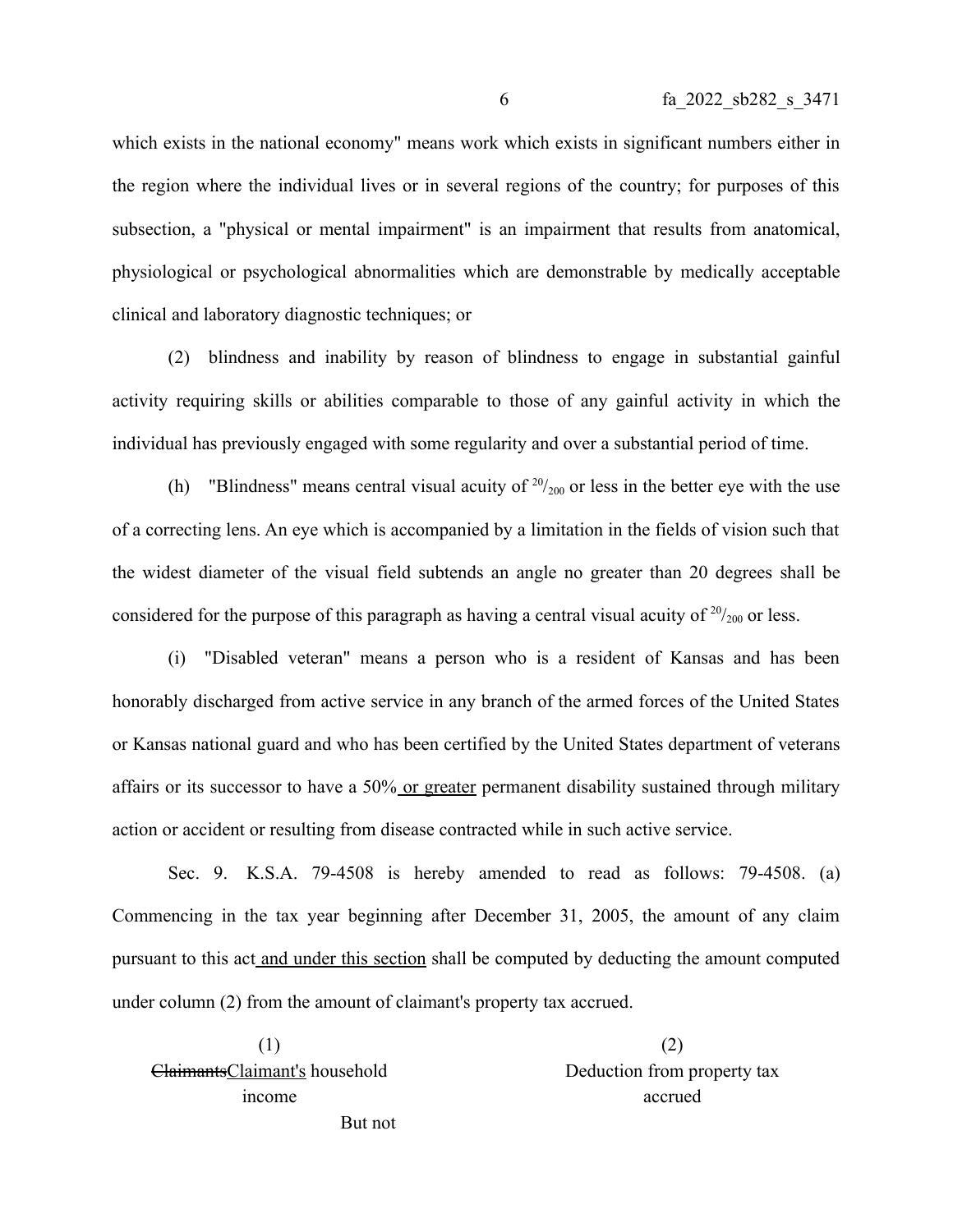which exists in the national economy" means work which exists in significant numbers either in the region where the individual lives or in several regions of the country; for purposes of this subsection, a "physical or mental impairment" is an impairment that results from anatomical, physiological or psychological abnormalities which are demonstrable by medically acceptable clinical and laboratory diagnostic techniques; or

(2) blindness and inability by reason of blindness to engage in substantial gainful activity requiring skills or abilities comparable to those of any gainful activity in which the individual has previously engaged with some regularity and over a substantial period of time.

(h) "Blindness" means central visual acuity of $^{20}/_{200}$ or less in the better eye with the use of a correcting lens. An eye which is accompanied by a limitation in the fields of vision such that the widest diameter of the visual field subtends an angle no greater than 20 degrees shall be considered for the purpose of this paragraph as having a central visual acuity of $^{20}/_{200}$ or less.

(i) "Disabled veteran" means a person who is a resident of Kansas and has been honorably discharged from active service in any branch of the armed forces of the United States or Kansas national guard and who has been certified by the United States department of veterans affairs or its successor to have a 50% or greater permanent disability sustained through military action or accident or resulting from disease contracted while in such active service.

Sec. 9. K.S.A. 79-4508 is hereby amended to read as follows: 79-4508. (a) Commencing in the tax year beginning after December 31, 2005, the amount of any claim pursuant to this act and under this section shall be computed by deducting the amount computed under column (2) from the amount of claimant's property tax accrued.

| (1) | | (2) |
|---|---|---|
| ~~Claimants~~Claimant's household income | | Deduction from property tax accrued |
| | But not | |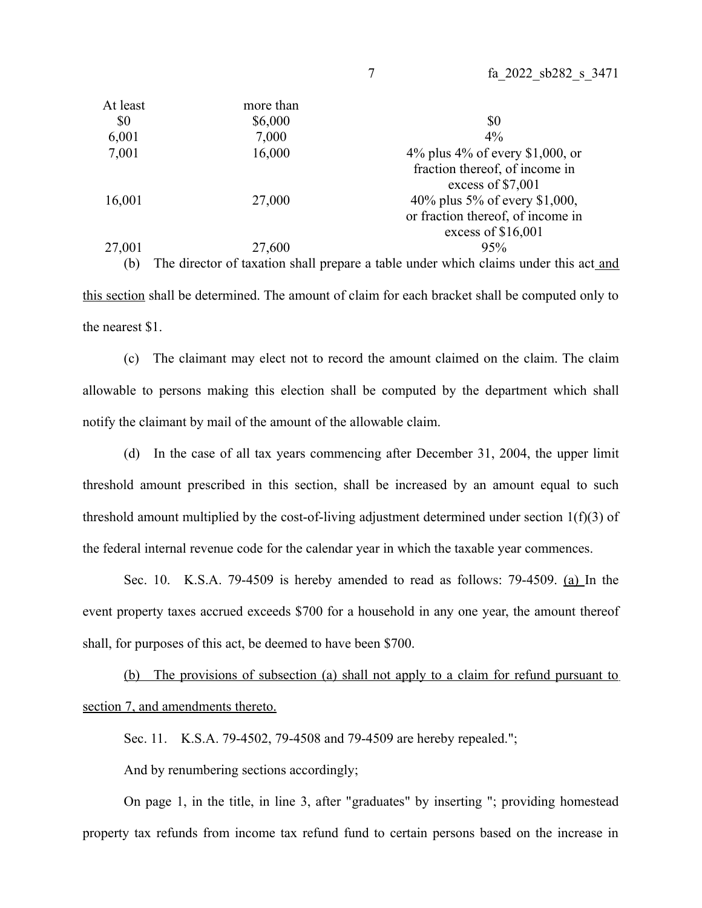| At least | more than | |
|---|---|---|
| $0 | $6,000 | $0 |
| 6,001 | 7,000 | 4% |
| 7,001 | 16,000 | 4% plus 4% of every $1,000, or fraction thereof, of income in excess of $7,001 |
| 16,001 | 27,000 | 40% plus 5% of every $1,000, or fraction thereof, of income in excess of $16,001 |
| 27,001 | 27,600 | 95% |

(b) The director of taxation shall prepare a table under which claims under this act and this section shall be determined. The amount of claim for each bracket shall be computed only to the nearest $1.

(c) The claimant may elect not to record the amount claimed on the claim. The claim allowable to persons making this election shall be computed by the department which shall notify the claimant by mail of the amount of the allowable claim.

(d) In the case of all tax years commencing after December 31, 2004, the upper limit threshold amount prescribed in this section, shall be increased by an amount equal to such threshold amount multiplied by the cost-of-living adjustment determined under section 1(f)(3) of the federal internal revenue code for the calendar year in which the taxable year commences.

Sec. 10. K.S.A. 79-4509 is hereby amended to read as follows: 79-4509. (a) In the event property taxes accrued exceeds $700 for a household in any one year, the amount thereof shall, for purposes of this act, be deemed to have been $700.

(b) The provisions of subsection (a) shall not apply to a claim for refund pursuant to section 7, and amendments thereto.

Sec. 11. K.S.A. 79-4502, 79-4508 and 79-4509 are hereby repealed.";

And by renumbering sections accordingly;

On page 1, in the title, in line 3, after "graduates" by inserting "; providing homestead property tax refunds from income tax refund fund to certain persons based on the increase in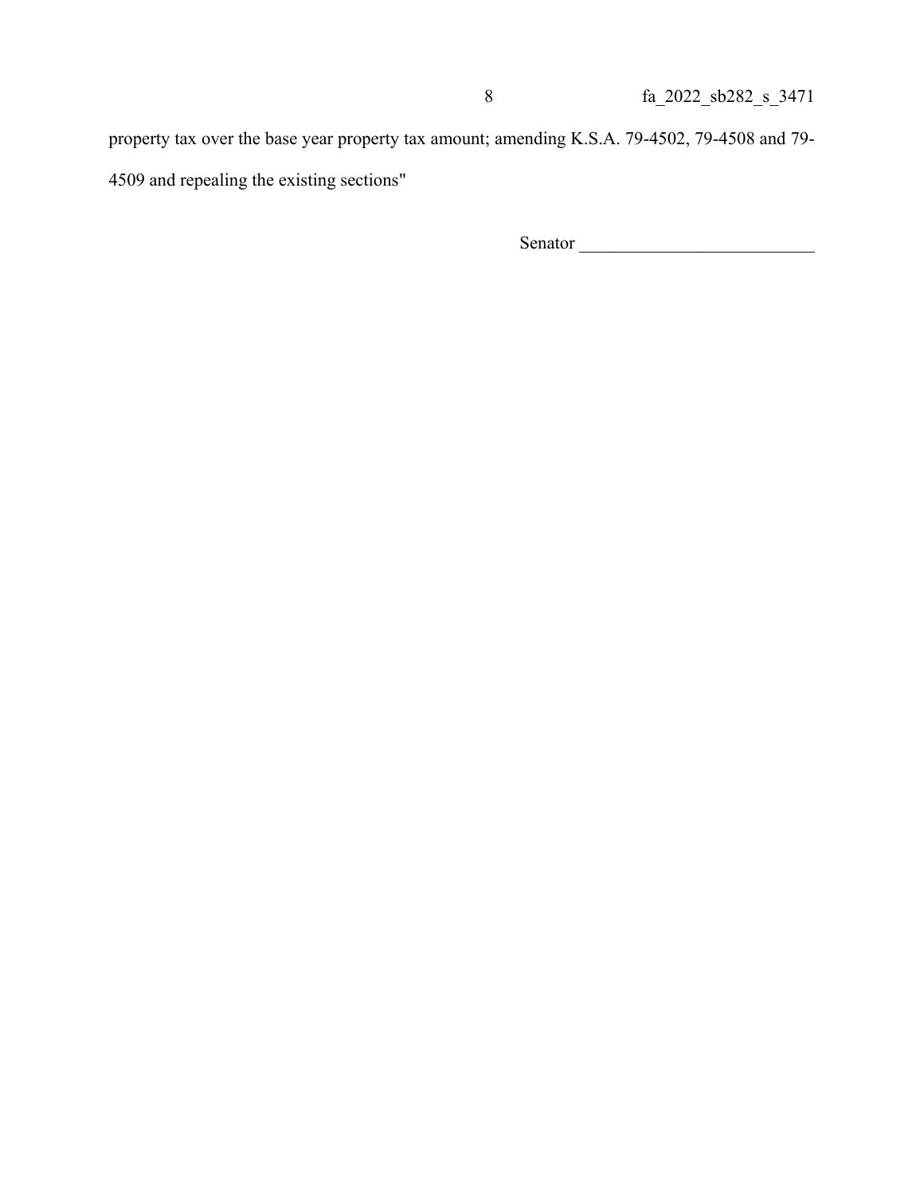property tax over the base year property tax amount; amending K.S.A. 79-4502, 79-4508 and 79-4509 and repealing the existing sections"

Senator ___________________________